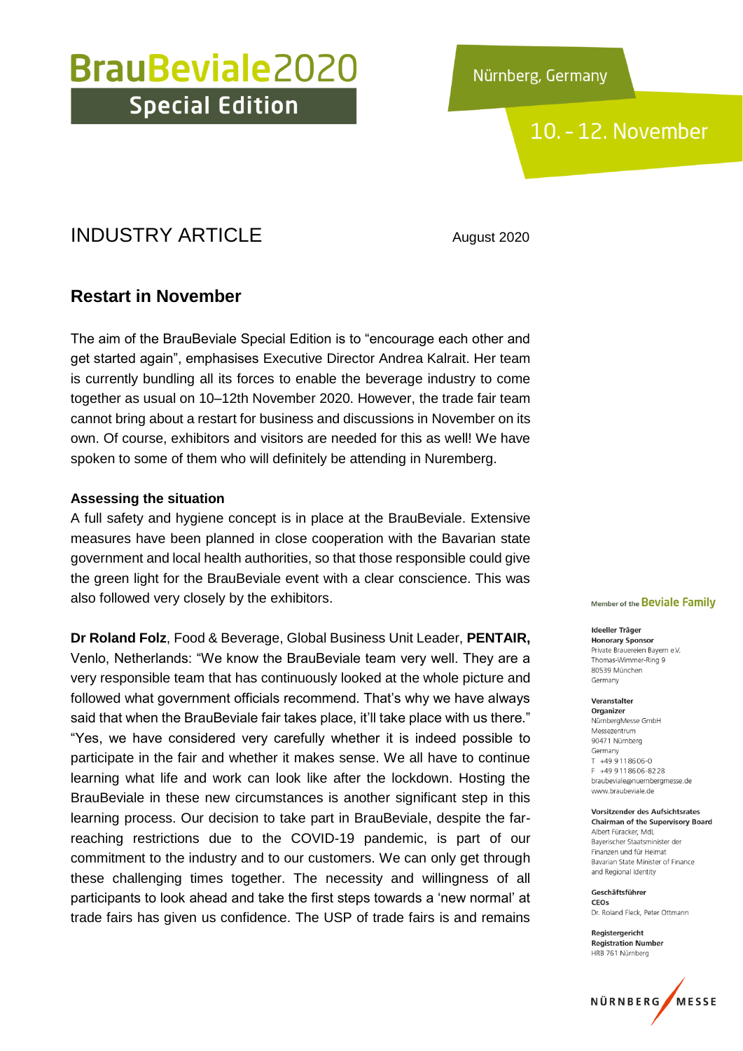# BrauBeviale2020 Special Edition

Nürnberg, Germany

10. – 12. November

## INDUSTRY ARTICLE

August 2020

## Restart in November

The aim of the BrauBeviale Special Edition is to "encourage each other and get started again", emphasises Executive Director Andrea Kalrait. Her team is currently bundling all its forces to enable the beverage industry to come together as usual on 10–12th November 2020. However, the trade fair team cannot bring about a restart for business and discussions in November on its own. Of course, exhibitors and visitors are needed for this as well! We have spoken to some of them who will definitely be attending in Nuremberg.

**Assessing the situation**

A full safety and hygiene concept is in place at the BrauBeviale. Extensive measures have been planned in close cooperation with the Bavarian state government and local health authorities, so that those responsible could give the green light for the BrauBeviale event with a clear conscience. This was also followed very closely by the exhibitors.

**Dr Roland Folz**, Food & Beverage, Global Business Unit Leader, **PENTAIR,** Venlo, Netherlands: "We know the BrauBeviale team very well. They are a very responsible team that has continuously looked at the whole picture and followed what government officials recommend. That's why we have always said that when the BrauBeviale fair takes place, it'll take place with us there." "Yes, we have considered very carefully whether it is indeed possible to participate in the fair and whether it makes sense. We all have to continue learning what life and work can look like after the lockdown. Hosting the BrauBeviale in these new circumstances is another significant step in this learning process. Our decision to take part in BrauBeviale, despite the far-reaching restrictions due to the COVID-19 pandemic, is part of our commitment to the industry and to our customers. We can only get through these challenging times together. The necessity and willingness of all participants to look ahead and take the first steps towards a 'new normal' at trade fairs has given us confidence. The USP of trade fairs is and remains

Member of the Beviale Family

**Ideeller Träger**
**Honorary Sponsor**
Private Brauereien Bayern e.V.
Thomas-Wimmer-Ring 9
80539 München
Germany

**Veranstalter**
**Organizer**
NürnbergMesse GmbH
Messezentrum
90471 Nürnberg
Germany
T +49 9 11 86 06-0
F +49 9 11 86 06-82 28
braubeviale@nuernbergmesse.de
www.braubeviale.de

**Vorsitzender des Aufsichtsrates**
**Chairman of the Supervisory Board**
Albert Füracker, MdL
Bayerischer Staatsminister der Finanzen und für Heimat
Bavarian State Minister of Finance and Regional Identity

**Geschäftsführer**
**CEOs**
Dr. Roland Fleck, Peter Ottmann

**Registergericht**
**Registration Number**
HRB 761 Nürnberg

NÜRNBERG MESSE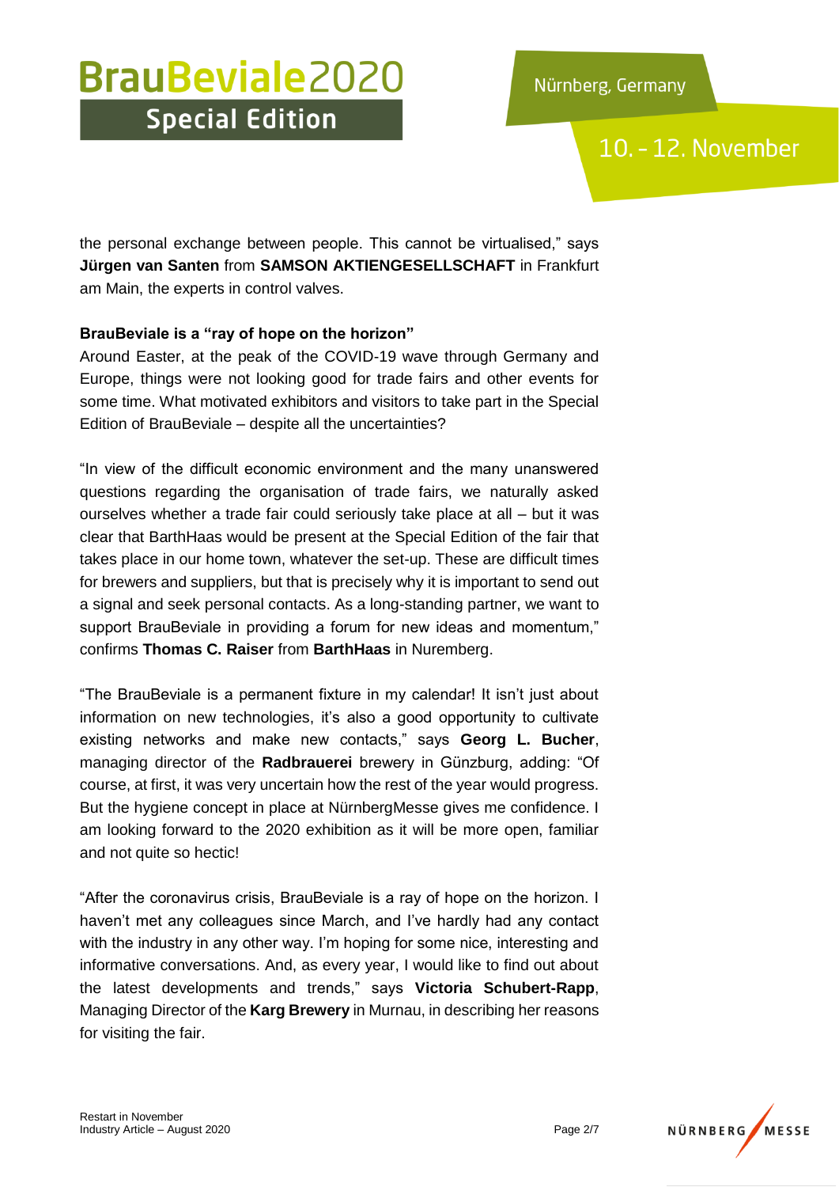the personal exchange between people. This cannot be virtualised," says **Jürgen van Santen** from **SAMSON AKTIENGESELLSCHAFT** in Frankfurt am Main, the experts in control valves.

**BrauBeviale is a "ray of hope on the horizon"**

Around Easter, at the peak of the COVID-19 wave through Germany and Europe, things were not looking good for trade fairs and other events for some time. What motivated exhibitors and visitors to take part in the Special Edition of BrauBeviale – despite all the uncertainties?

"In view of the difficult economic environment and the many unanswered questions regarding the organisation of trade fairs, we naturally asked ourselves whether a trade fair could seriously take place at all – but it was clear that BarthHaas would be present at the Special Edition of the fair that takes place in our home town, whatever the set-up. These are difficult times for brewers and suppliers, but that is precisely why it is important to send out a signal and seek personal contacts. As a long-standing partner, we want to support BrauBeviale in providing a forum for new ideas and momentum," confirms **Thomas C. Raiser** from **BarthHaas** in Nuremberg.

"The BrauBeviale is a permanent fixture in my calendar! It isn't just about information on new technologies, it's also a good opportunity to cultivate existing networks and make new contacts," says **Georg L. Bucher**, managing director of the **Radbrauerei** brewery in Günzburg, adding: "Of course, at first, it was very uncertain how the rest of the year would progress. But the hygiene concept in place at NürnbergMesse gives me confidence. I am looking forward to the 2020 exhibition as it will be more open, familiar and not quite so hectic!

"After the coronavirus crisis, BrauBeviale is a ray of hope on the horizon. I haven't met any colleagues since March, and I've hardly had any contact with the industry in any other way. I'm hoping for some nice, interesting and informative conversations. And, as every year, I would like to find out about the latest developments and trends," says **Victoria Schubert-Rapp**, Managing Director of the **Karg Brewery** in Murnau, in describing her reasons for visiting the fair.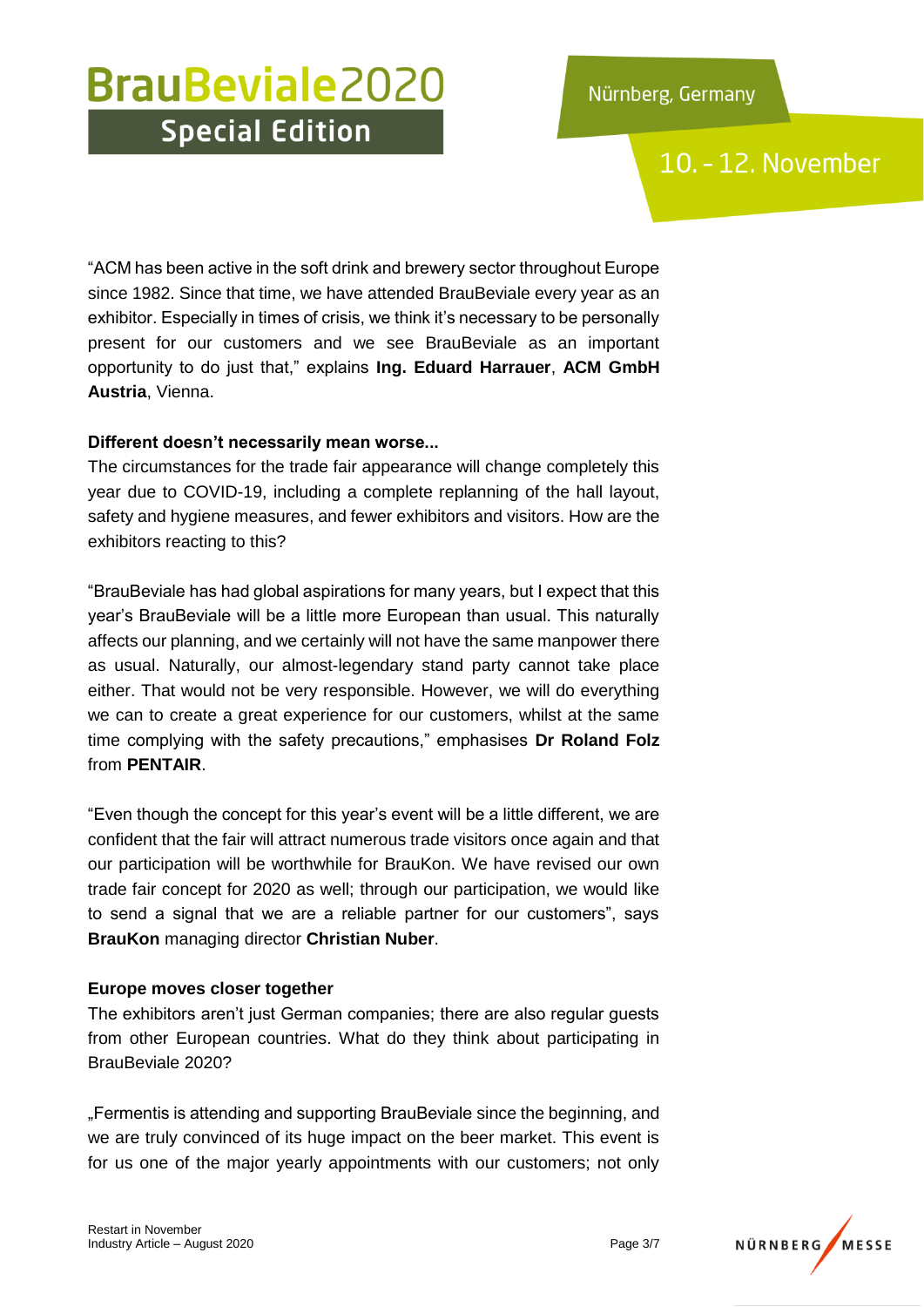"ACM has been active in the soft drink and brewery sector throughout Europe since 1982. Since that time, we have attended BrauBeviale every year as an exhibitor. Especially in times of crisis, we think it's necessary to be personally present for our customers and we see BrauBeviale as an important opportunity to do just that," explains **Ing. Eduard Harrauer**, **ACM GmbH Austria**, Vienna.

**Different doesn't necessarily mean worse...**

The circumstances for the trade fair appearance will change completely this year due to COVID-19, including a complete replanning of the hall layout, safety and hygiene measures, and fewer exhibitors and visitors. How are the exhibitors reacting to this?

"BrauBeviale has had global aspirations for many years, but I expect that this year's BrauBeviale will be a little more European than usual. This naturally affects our planning, and we certainly will not have the same manpower there as usual. Naturally, our almost-legendary stand party cannot take place either. That would not be very responsible. However, we will do everything we can to create a great experience for our customers, whilst at the same time complying with the safety precautions," emphasises **Dr Roland Folz** from **PENTAIR**.

"Even though the concept for this year's event will be a little different, we are confident that the fair will attract numerous trade visitors once again and that our participation will be worthwhile for BrauKon. We have revised our own trade fair concept for 2020 as well; through our participation, we would like to send a signal that we are a reliable partner for our customers", says **BrauKon** managing director **Christian Nuber**.

**Europe moves closer together**

The exhibitors aren't just German companies; there are also regular guests from other European countries. What do they think about participating in BrauBeviale 2020?

„Fermentis is attending and supporting BrauBeviale since the beginning, and we are truly convinced of its huge impact on the beer market. This event is for us one of the major yearly appointments with our customers; not only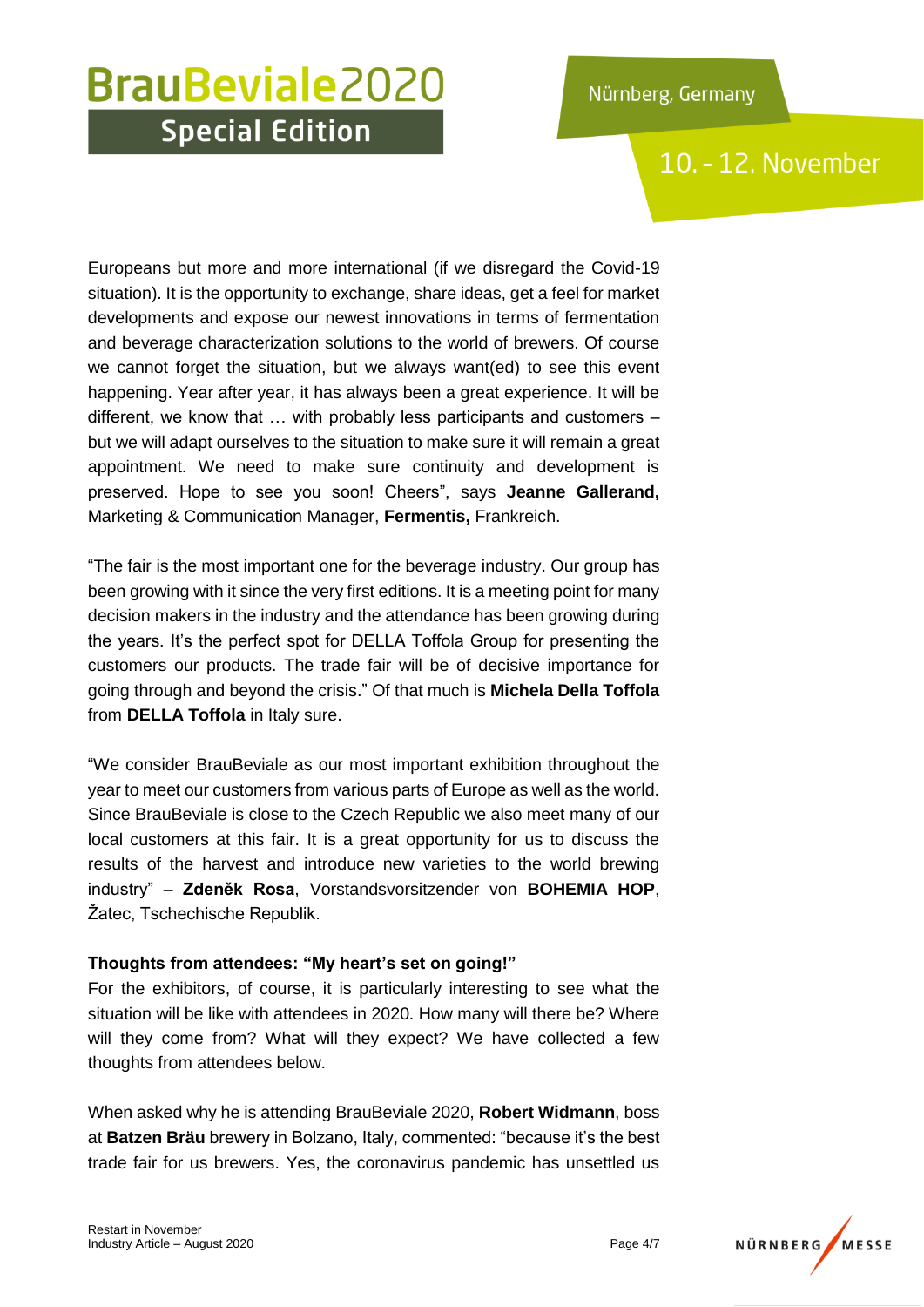Europeans but more and more international (if we disregard the Covid-19 situation). It is the opportunity to exchange, share ideas, get a feel for market developments and expose our newest innovations in terms of fermentation and beverage characterization solutions to the world of brewers. Of course we cannot forget the situation, but we always want(ed) to see this event happening. Year after year, it has always been a great experience. It will be different, we know that … with probably less participants and customers – but we will adapt ourselves to the situation to make sure it will remain a great appointment. We need to make sure continuity and development is preserved. Hope to see you soon! Cheers", says **Jeanne Gallerand,** Marketing & Communication Manager, **Fermentis,** Frankreich.

"The fair is the most important one for the beverage industry. Our group has been growing with it since the very first editions. It is a meeting point for many decision makers in the industry and the attendance has been growing during the years. It's the perfect spot for DELLA Toffola Group for presenting the customers our products. The trade fair will be of decisive importance for going through and beyond the crisis." Of that much is **Michela Della Toffola** from **DELLA Toffola** in Italy sure.

"We consider BrauBeviale as our most important exhibition throughout the year to meet our customers from various parts of Europe as well as the world. Since BrauBeviale is close to the Czech Republic we also meet many of our local customers at this fair. It is a great opportunity for us to discuss the results of the harvest and introduce new varieties to the world brewing industry" – **Zdeněk Rosa**, Vorstandsvorsitzender von **BOHEMIA HOP**, Žatec, Tschechische Republik.

**Thoughts from attendees: "My heart's set on going!"**

For the exhibitors, of course, it is particularly interesting to see what the situation will be like with attendees in 2020. How many will there be? Where will they come from? What will they expect? We have collected a few thoughts from attendees below.

When asked why he is attending BrauBeviale 2020, **Robert Widmann**, boss at **Batzen Bräu** brewery in Bolzano, Italy, commented: "because it's the best trade fair for us brewers. Yes, the coronavirus pandemic has unsettled us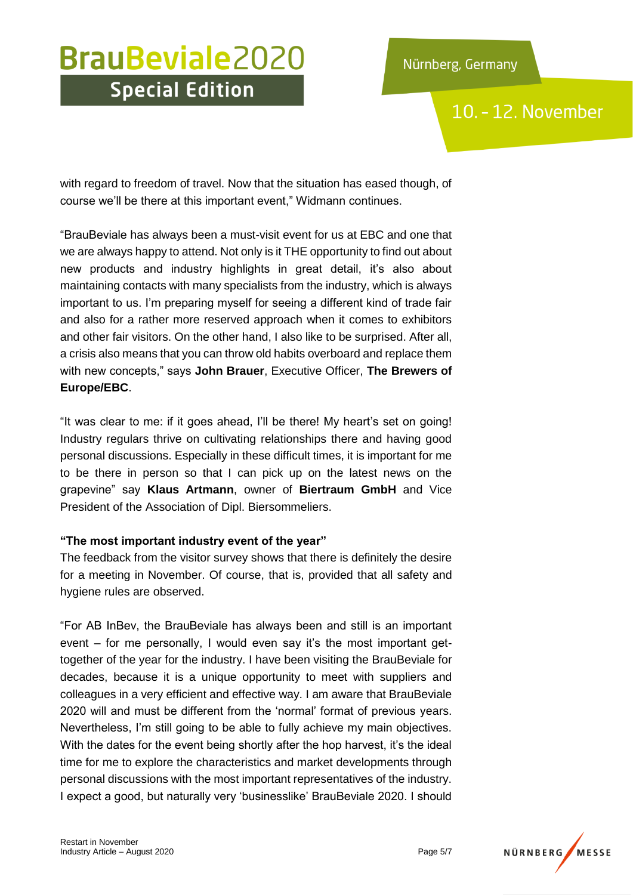with regard to freedom of travel. Now that the situation has eased though, of course we'll be there at this important event," Widmann continues.

"BrauBeviale has always been a must-visit event for us at EBC and one that we are always happy to attend. Not only is it THE opportunity to find out about new products and industry highlights in great detail, it's also about maintaining contacts with many specialists from the industry, which is always important to us. I'm preparing myself for seeing a different kind of trade fair and also for a rather more reserved approach when it comes to exhibitors and other fair visitors. On the other hand, I also like to be surprised. After all, a crisis also means that you can throw old habits overboard and replace them with new concepts," says **John Brauer**, Executive Officer, **The Brewers of Europe/EBC**.

"It was clear to me: if it goes ahead, I'll be there! My heart's set on going! Industry regulars thrive on cultivating relationships there and having good personal discussions. Especially in these difficult times, it is important for me to be there in person so that I can pick up on the latest news on the grapevine" say **Klaus Artmann**, owner of **Biertraum GmbH** and Vice President of the Association of Dipl. Biersommeliers.

**"The most important industry event of the year"**

The feedback from the visitor survey shows that there is definitely the desire for a meeting in November. Of course, that is, provided that all safety and hygiene rules are observed.

"For AB InBev, the BrauBeviale has always been and still is an important event – for me personally, I would even say it's the most important get-together of the year for the industry. I have been visiting the BrauBeviale for decades, because it is a unique opportunity to meet with suppliers and colleagues in a very efficient and effective way. I am aware that BrauBeviale 2020 will and must be different from the 'normal' format of previous years. Nevertheless, I'm still going to be able to fully achieve my main objectives. With the dates for the event being shortly after the hop harvest, it's the ideal time for me to explore the characteristics and market developments through personal discussions with the most important representatives of the industry. I expect a good, but naturally very 'businesslike' BrauBeviale 2020. I should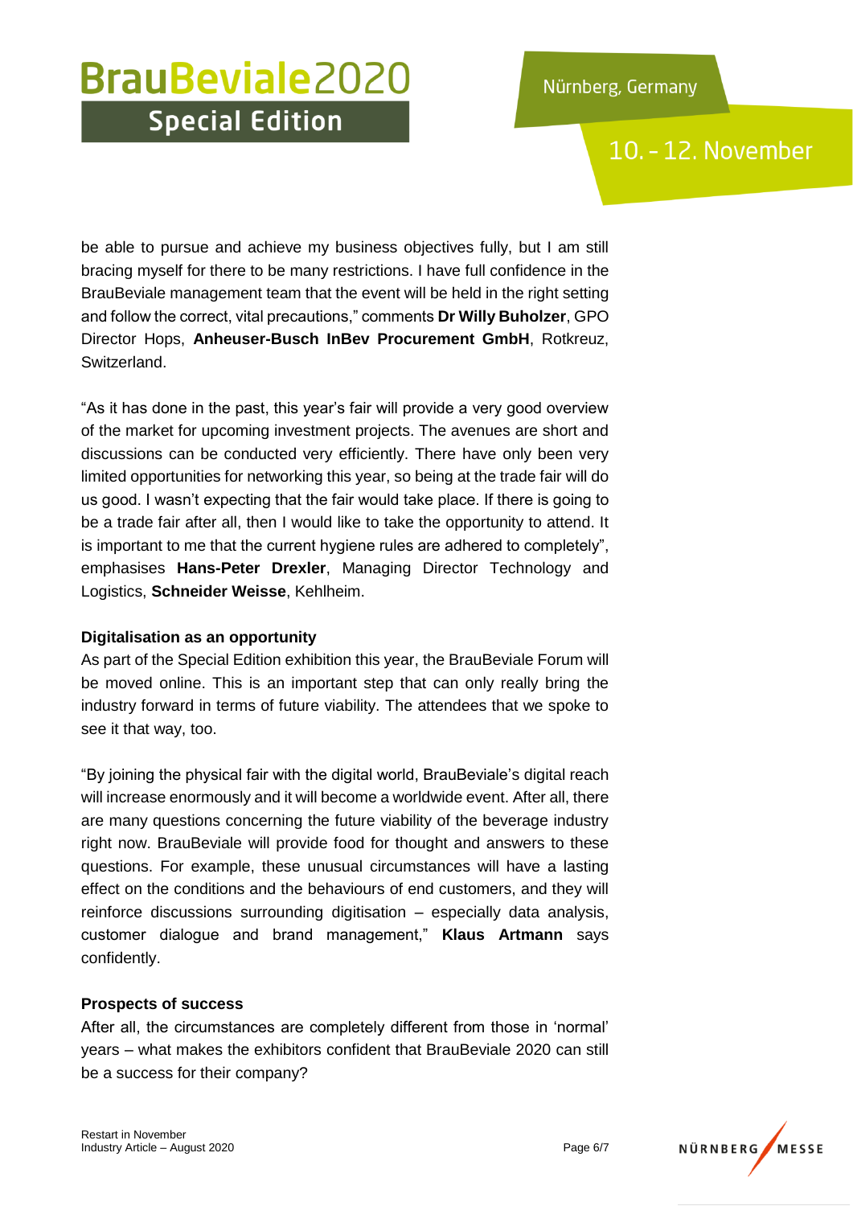be able to pursue and achieve my business objectives fully, but I am still bracing myself for there to be many restrictions. I have full confidence in the BrauBeviale management team that the event will be held in the right setting and follow the correct, vital precautions," comments **Dr Willy Buholzer**, GPO Director Hops, **Anheuser-Busch InBev Procurement GmbH**, Rotkreuz, Switzerland.

"As it has done in the past, this year's fair will provide a very good overview of the market for upcoming investment projects. The avenues are short and discussions can be conducted very efficiently. There have only been very limited opportunities for networking this year, so being at the trade fair will do us good. I wasn't expecting that the fair would take place. If there is going to be a trade fair after all, then I would like to take the opportunity to attend. It is important to me that the current hygiene rules are adhered to completely", emphasises **Hans-Peter Drexler**, Managing Director Technology and Logistics, **Schneider Weisse**, Kehlheim.

**Digitalisation as an opportunity**

As part of the Special Edition exhibition this year, the BrauBeviale Forum will be moved online. This is an important step that can only really bring the industry forward in terms of future viability. The attendees that we spoke to see it that way, too.

"By joining the physical fair with the digital world, BrauBeviale's digital reach will increase enormously and it will become a worldwide event. After all, there are many questions concerning the future viability of the beverage industry right now. BrauBeviale will provide food for thought and answers to these questions. For example, these unusual circumstances will have a lasting effect on the conditions and the behaviours of end customers, and they will reinforce discussions surrounding digitisation – especially data analysis, customer dialogue and brand management," **Klaus Artmann** says confidently.

**Prospects of success**

After all, the circumstances are completely different from those in 'normal' years – what makes the exhibitors confident that BrauBeviale 2020 can still be a success for their company?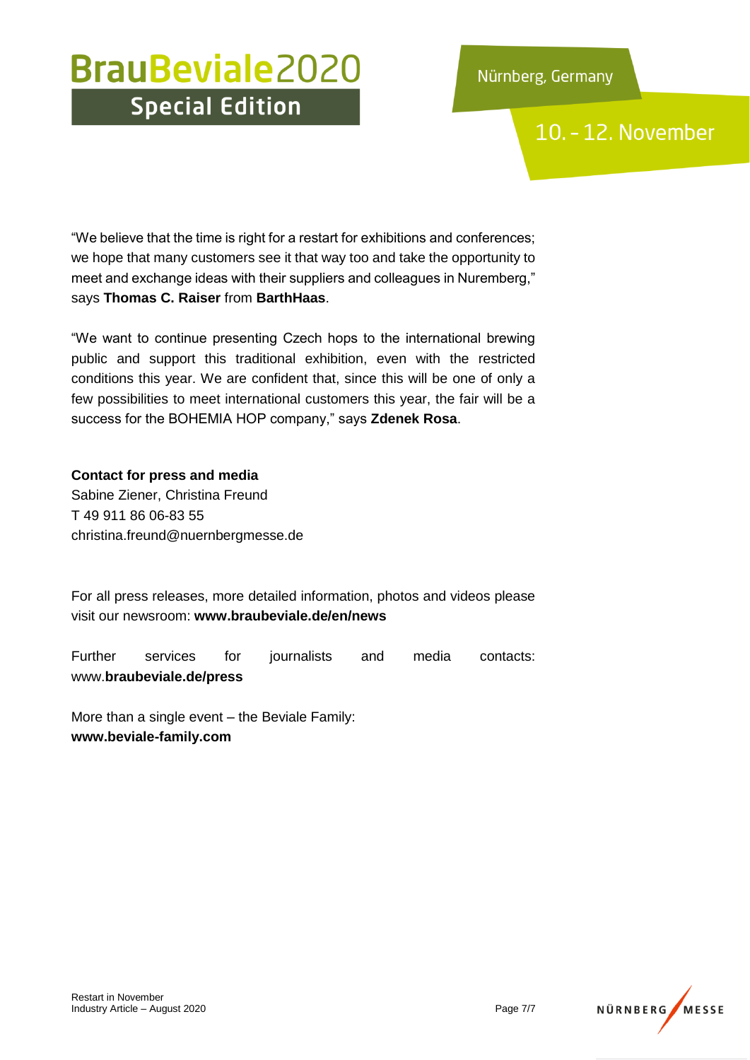"We believe that the time is right for a restart for exhibitions and conferences; we hope that many customers see it that way too and take the opportunity to meet and exchange ideas with their suppliers and colleagues in Nuremberg," says **Thomas C. Raiser** from **BarthHaas**.

"We want to continue presenting Czech hops to the international brewing public and support this traditional exhibition, even with the restricted conditions this year. We are confident that, since this will be one of only a few possibilities to meet international customers this year, the fair will be a success for the BOHEMIA HOP company," says **Zdenek Rosa**.

**Contact for press and media**
Sabine Ziener, Christina Freund
T 49 911 86 06-83 55
christina.freund@nuernbergmesse.de

For all press releases, more detailed information, photos and videos please visit our newsroom: **www.braubeviale.de/en/news**

Further services for journalists and media contacts: www.**braubeviale.de/press**

More than a single event – the Beviale Family:
**www.beviale-family.com**